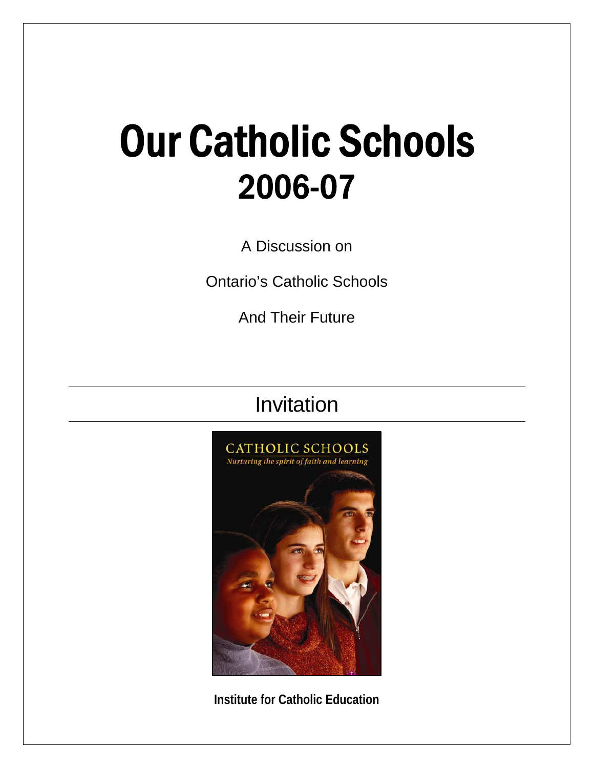# Our Catholic Schools
## 2006-07

A Discussion on

Ontario's Catholic Schools

And Their Future

---

## Invitation

---

**Institute for Catholic Education**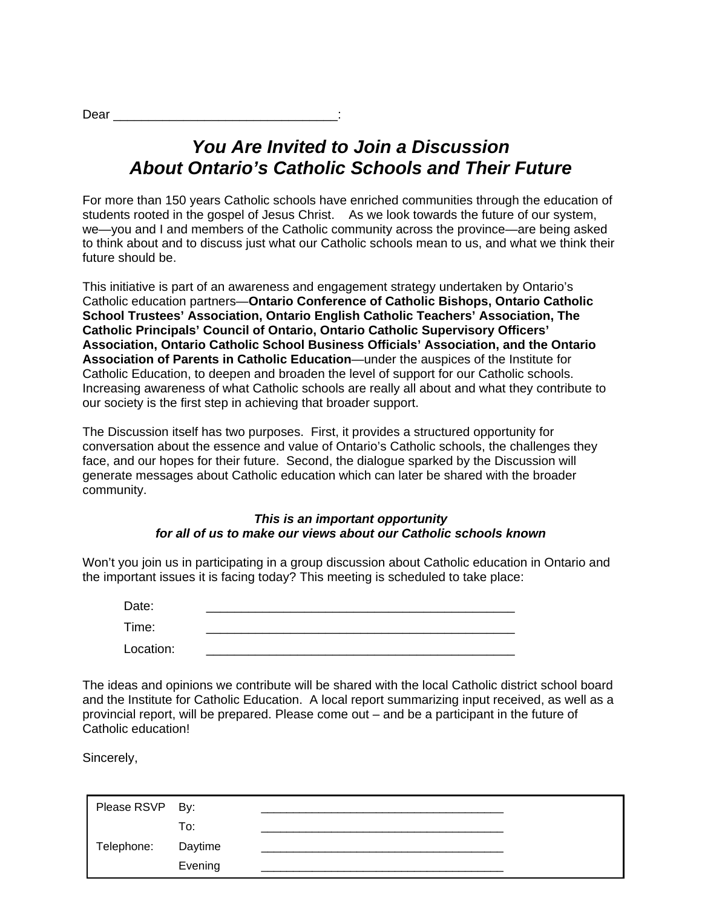Dear ________________________________:

# *You Are Invited to Join a Discussion About Ontario's Catholic Schools and Their Future*

For more than 150 years Catholic schools have enriched communities through the education of students rooted in the gospel of Jesus Christ. As we look towards the future of our system, we—you and I and members of the Catholic community across the province—are being asked to think about and to discuss just what our Catholic schools mean to us, and what we think their future should be.

This initiative is part of an awareness and engagement strategy undertaken by Ontario's Catholic education partners—**Ontario Conference of Catholic Bishops, Ontario Catholic School Trustees' Association, Ontario English Catholic Teachers' Association, The Catholic Principals' Council of Ontario, Ontario Catholic Supervisory Officers' Association, Ontario Catholic School Business Officials' Association, and the Ontario Association of Parents in Catholic Education**—under the auspices of the Institute for Catholic Education, to deepen and broaden the level of support for our Catholic schools. Increasing awareness of what Catholic schools are really all about and what they contribute to our society is the first step in achieving that broader support.

The Discussion itself has two purposes. First, it provides a structured opportunity for conversation about the essence and value of Ontario's Catholic schools, the challenges they face, and our hopes for their future. Second, the dialogue sparked by the Discussion will generate messages about Catholic education which can later be shared with the broader community.

***This is an important opportunity for all of us to make our views about our Catholic schools known***

Won't you join us in participating in a group discussion about Catholic education in Ontario and the important issues it is facing today? This meeting is scheduled to take place:

Date: ______________________________________________

Time: ______________________________________________

Location: ______________________________________________

The ideas and opinions we contribute will be shared with the local Catholic district school board and the Institute for Catholic Education. A local report summarizing input received, as well as a provincial report, will be prepared. Please come out – and be a participant in the future of Catholic education!

Sincerely,

| | | |
|---|---|---|
| Please RSVP | By: | ____________________________________ |
| | To: | ____________________________________ |
| Telephone: | Daytime | ____________________________________ |
| | Evening | ____________________________________ |